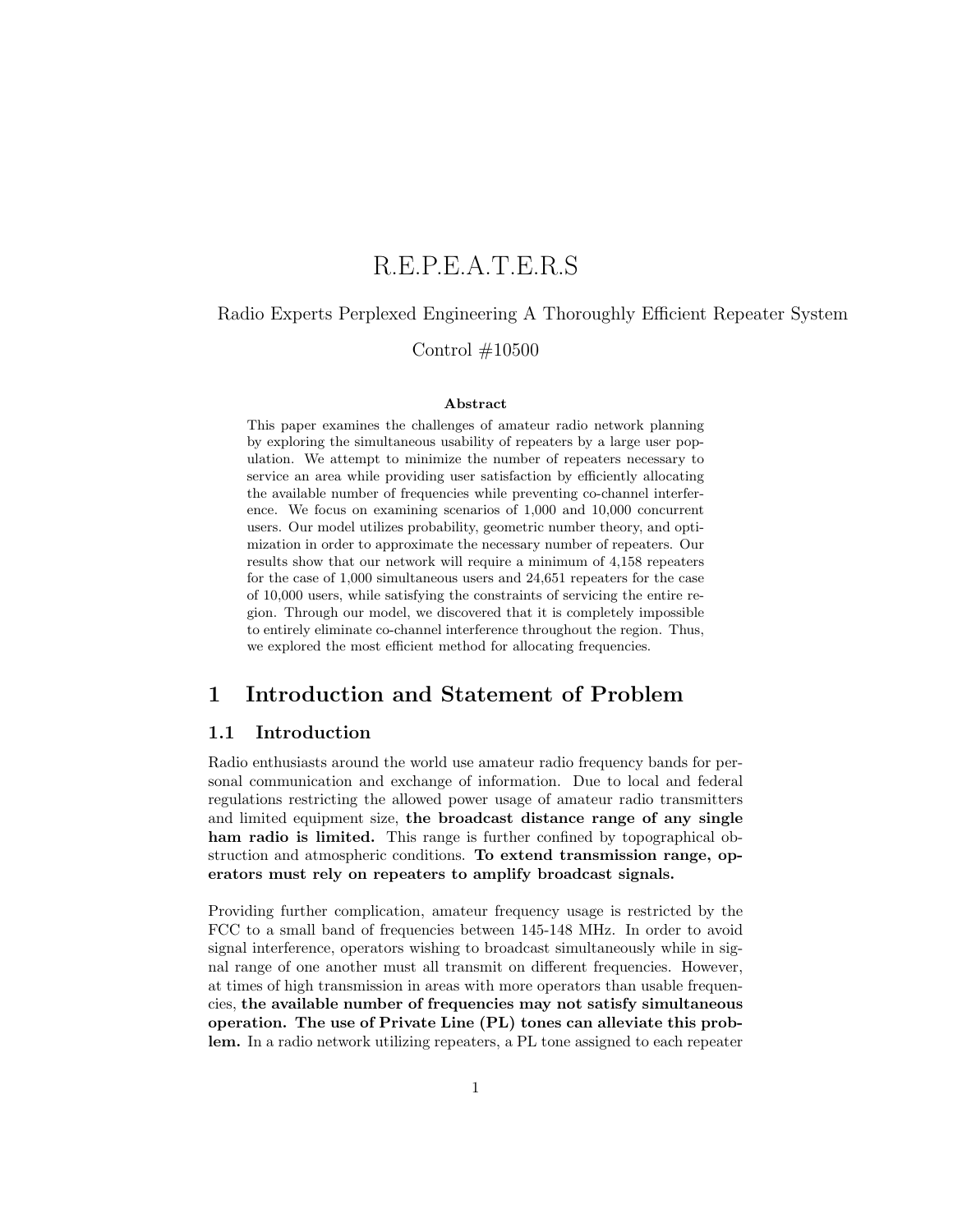# R.E.P.E.A.T.E.R.S

Radio Experts Perplexed Engineering A Thoroughly Efficient Repeater System

Control #10500

**Abstract**

This paper examines the challenges of amateur radio network planning by exploring the simultaneous usability of repeaters by a large user population. We attempt to minimize the number of repeaters necessary to service an area while providing user satisfaction by efficiently allocating the available number of frequencies while preventing co-channel interference. We focus on examining scenarios of 1,000 and 10,000 concurrent users. Our model utilizes probability, geometric number theory, and optimization in order to approximate the necessary number of repeaters. Our results show that our network will require a minimum of 4,158 repeaters for the case of 1,000 simultaneous users and 24,651 repeaters for the case of 10,000 users, while satisfying the constraints of servicing the entire region. Through our model, we discovered that it is completely impossible to entirely eliminate co-channel interference throughout the region. Thus, we explored the most efficient method for allocating frequencies.

## 1 Introduction and Statement of Problem

### 1.1 Introduction

Radio enthusiasts around the world use amateur radio frequency bands for personal communication and exchange of information. Due to local and federal regulations restricting the allowed power usage of amateur radio transmitters and limited equipment size, **the broadcast distance range of any single ham radio is limited.** This range is further confined by topographical obstruction and atmospheric conditions. **To extend transmission range, operators must rely on repeaters to amplify broadcast signals.**

Providing further complication, amateur frequency usage is restricted by the FCC to a small band of frequencies between 145-148 MHz. In order to avoid signal interference, operators wishing to broadcast simultaneously while in signal range of one another must all transmit on different frequencies. However, at times of high transmission in areas with more operators than usable frequencies, **the available number of frequencies may not satisfy simultaneous operation. The use of Private Line (PL) tones can alleviate this problem.** In a radio network utilizing repeaters, a PL tone assigned to each repeater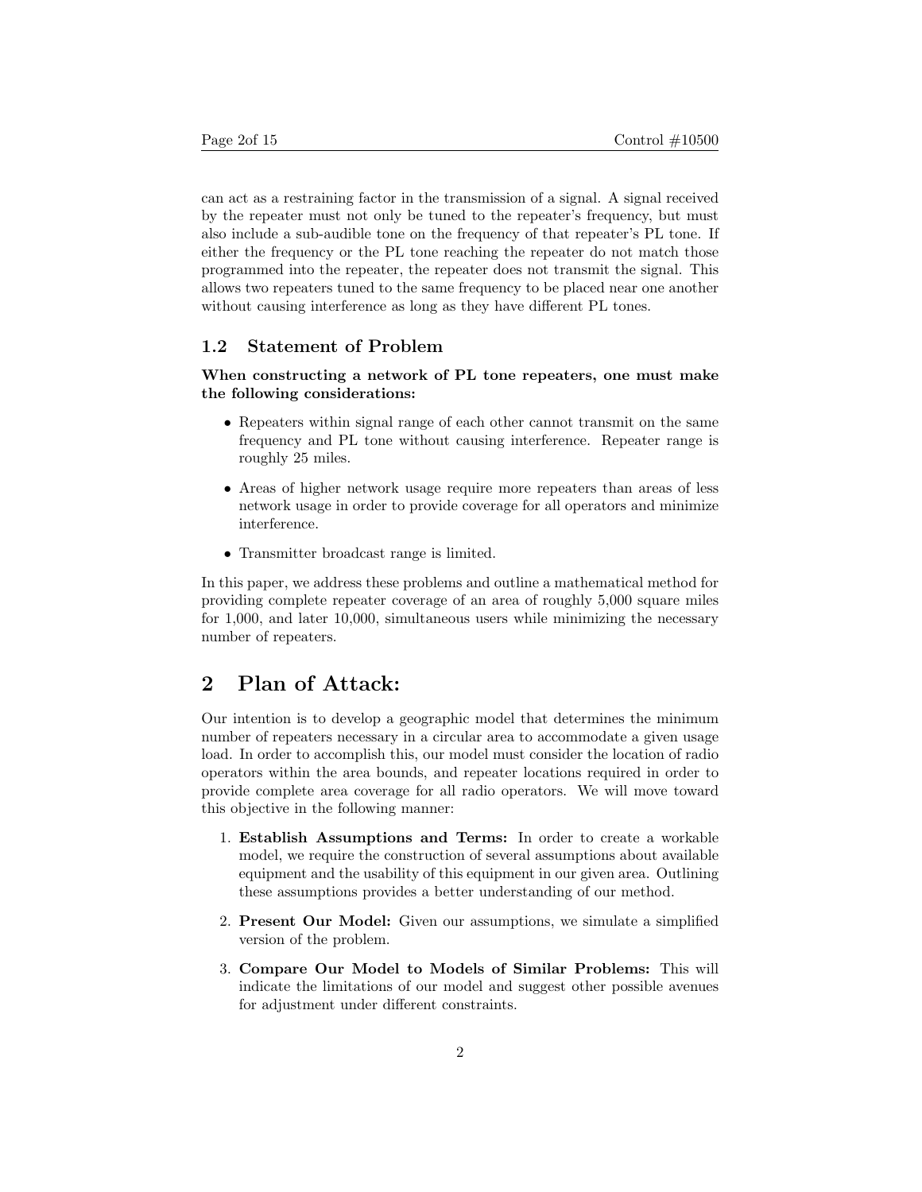can act as a restraining factor in the transmission of a signal. A signal received by the repeater must not only be tuned to the repeater's frequency, but must also include a sub-audible tone on the frequency of that repeater's PL tone. If either the frequency or the PL tone reaching the repeater do not match those programmed into the repeater, the repeater does not transmit the signal. This allows two repeaters tuned to the same frequency to be placed near one another without causing interference as long as they have different PL tones.

### 1.2 Statement of Problem

**When constructing a network of PL tone repeaters, one must make the following considerations:**

- Repeaters within signal range of each other cannot transmit on the same frequency and PL tone without causing interference. Repeater range is roughly 25 miles.
- Areas of higher network usage require more repeaters than areas of less network usage in order to provide coverage for all operators and minimize interference.
- Transmitter broadcast range is limited.

In this paper, we address these problems and outline a mathematical method for providing complete repeater coverage of an area of roughly 5,000 square miles for 1,000, and later 10,000, simultaneous users while minimizing the necessary number of repeaters.

## 2 Plan of Attack:

Our intention is to develop a geographic model that determines the minimum number of repeaters necessary in a circular area to accommodate a given usage load. In order to accomplish this, our model must consider the location of radio operators within the area bounds, and repeater locations required in order to provide complete area coverage for all radio operators. We will move toward this objective in the following manner:

1. **Establish Assumptions and Terms:** In order to create a workable model, we require the construction of several assumptions about available equipment and the usability of this equipment in our given area. Outlining these assumptions provides a better understanding of our method.
2. **Present Our Model:** Given our assumptions, we simulate a simplified version of the problem.
3. **Compare Our Model to Models of Similar Problems:** This will indicate the limitations of our model and suggest other possible avenues for adjustment under different constraints.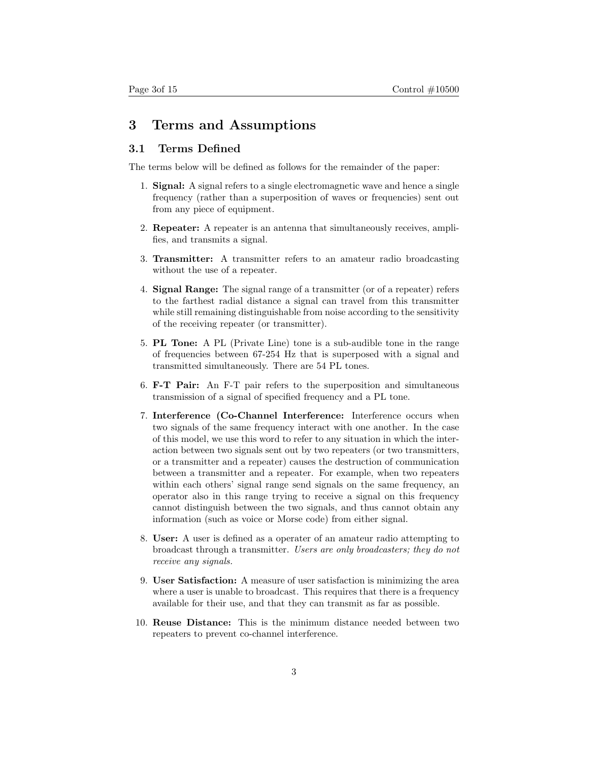# 3 Terms and Assumptions

## 3.1 Terms Defined

The terms below will be defined as follows for the remainder of the paper:

1. **Signal:** A signal refers to a single electromagnetic wave and hence a single frequency (rather than a superposition of waves or frequencies) sent out from any piece of equipment.

2. **Repeater:** A repeater is an antenna that simultaneously receives, amplifies, and transmits a signal.

3. **Transmitter:** A transmitter refers to an amateur radio broadcasting without the use of a repeater.

4. **Signal Range:** The signal range of a transmitter (or of a repeater) refers to the farthest radial distance a signal can travel from this transmitter while still remaining distinguishable from noise according to the sensitivity of the receiving repeater (or transmitter).

5. **PL Tone:** A PL (Private Line) tone is a sub-audible tone in the range of frequencies between 67-254 Hz that is superposed with a signal and transmitted simultaneously. There are 54 PL tones.

6. **F-T Pair:** An F-T pair refers to the superposition and simultaneous transmission of a signal of specified frequency and a PL tone.

7. **Interference (Co-Channel Interference:** Interference occurs when two signals of the same frequency interact with one another. In the case of this model, we use this word to refer to any situation in which the interaction between two signals sent out by two repeaters (or two transmitters, or a transmitter and a repeater) causes the destruction of communication between a transmitter and a repeater. For example, when two repeaters within each others' signal range send signals on the same frequency, an operator also in this range trying to receive a signal on this frequency cannot distinguish between the two signals, and thus cannot obtain any information (such as voice or Morse code) from either signal.

8. **User:** A user is defined as a operater of an amateur radio attempting to broadcast through a transmitter. *Users are only broadcasters; they do not receive any signals.*

9. **User Satisfaction:** A measure of user satisfaction is minimizing the area where a user is unable to broadcast. This requires that there is a frequency available for their use, and that they can transmit as far as possible.

10. **Reuse Distance:** This is the minimum distance needed between two repeaters to prevent co-channel interference.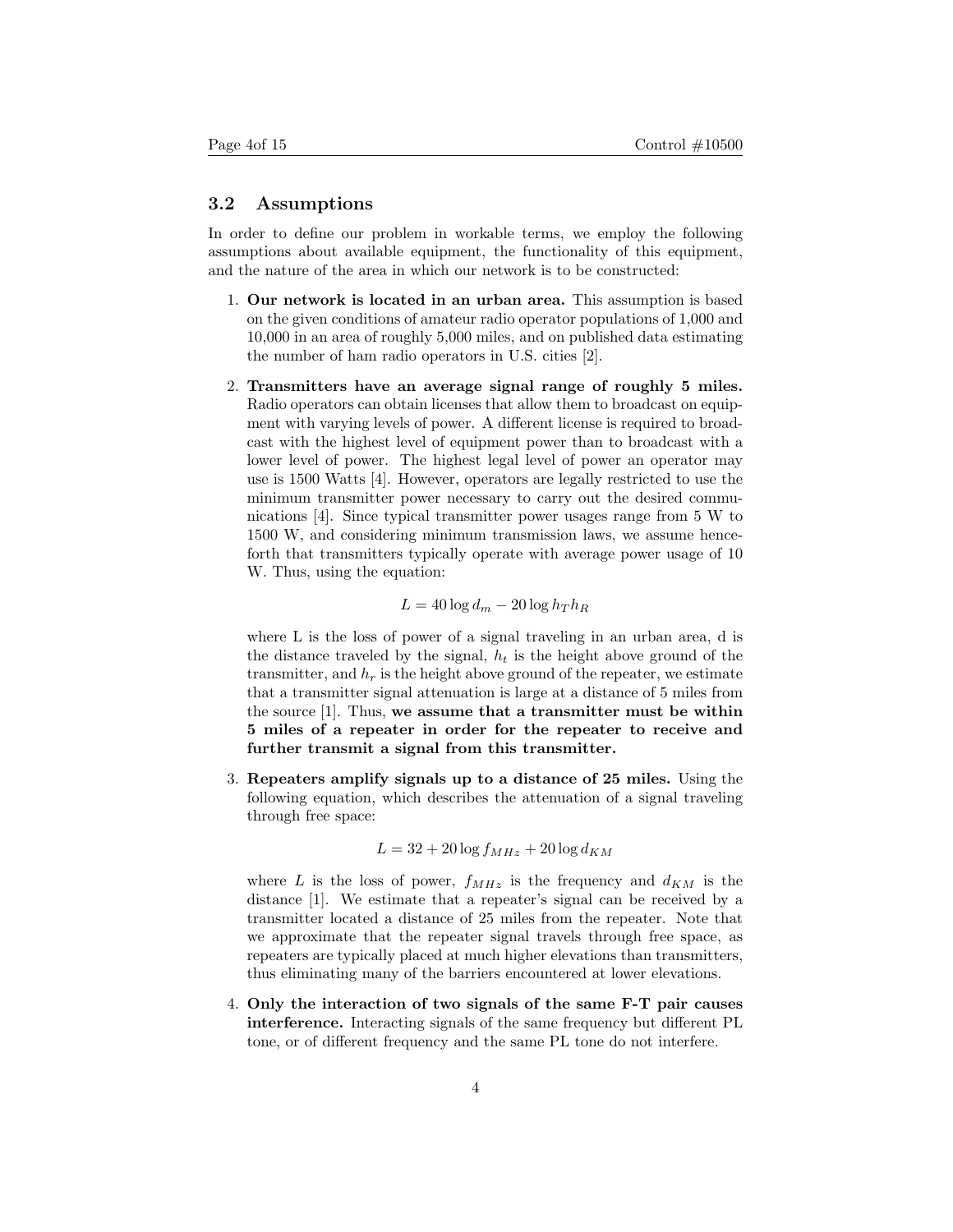### 3.2 Assumptions

In order to define our problem in workable terms, we employ the following assumptions about available equipment, the functionality of this equipment, and the nature of the area in which our network is to be constructed:

1. **Our network is located in an urban area.** This assumption is based on the given conditions of amateur radio operator populations of 1,000 and 10,000 in an area of roughly 5,000 miles, and on published data estimating the number of ham radio operators in U.S. cities [2].

2. **Transmitters have an average signal range of roughly 5 miles.** Radio operators can obtain licenses that allow them to broadcast on equipment with varying levels of power. A different license is required to broadcast with the highest level of equipment power than to broadcast with a lower level of power. The highest legal level of power an operator may use is 1500 Watts [4]. However, operators are legally restricted to use the minimum transmitter power necessary to carry out the desired communications [4]. Since typical transmitter power usages range from 5 W to 1500 W, and considering minimum transmission laws, we assume henceforth that transmitters typically operate with average power usage of 10 W. Thus, using the equation:

$$L = 40 \log d_m - 20 \log h_T h_R$$

   where L is the loss of power of a signal traveling in an urban area, d is the distance traveled by the signal, $h_t$ is the height above ground of the transmitter, and $h_r$ is the height above ground of the repeater, we estimate that a transmitter signal attenuation is large at a distance of 5 miles from the source [1]. Thus, **we assume that a transmitter must be within 5 miles of a repeater in order for the repeater to receive and further transmit a signal from this transmitter.**

3. **Repeaters amplify signals up to a distance of 25 miles.** Using the following equation, which describes the attenuation of a signal traveling through free space:

$$L = 32 + 20 \log f_{MHz} + 20 \log d_{KM}$$

   where $L$ is the loss of power, $f_{MHz}$ is the frequency and $d_{KM}$ is the distance [1]. We estimate that a repeater's signal can be received by a transmitter located a distance of 25 miles from the repeater. Note that we approximate that the repeater signal travels through free space, as repeaters are typically placed at much higher elevations than transmitters, thus eliminating many of the barriers encountered at lower elevations.

4. **Only the interaction of two signals of the same F-T pair causes interference.** Interacting signals of the same frequency but different PL tone, or of different frequency and the same PL tone do not interfere.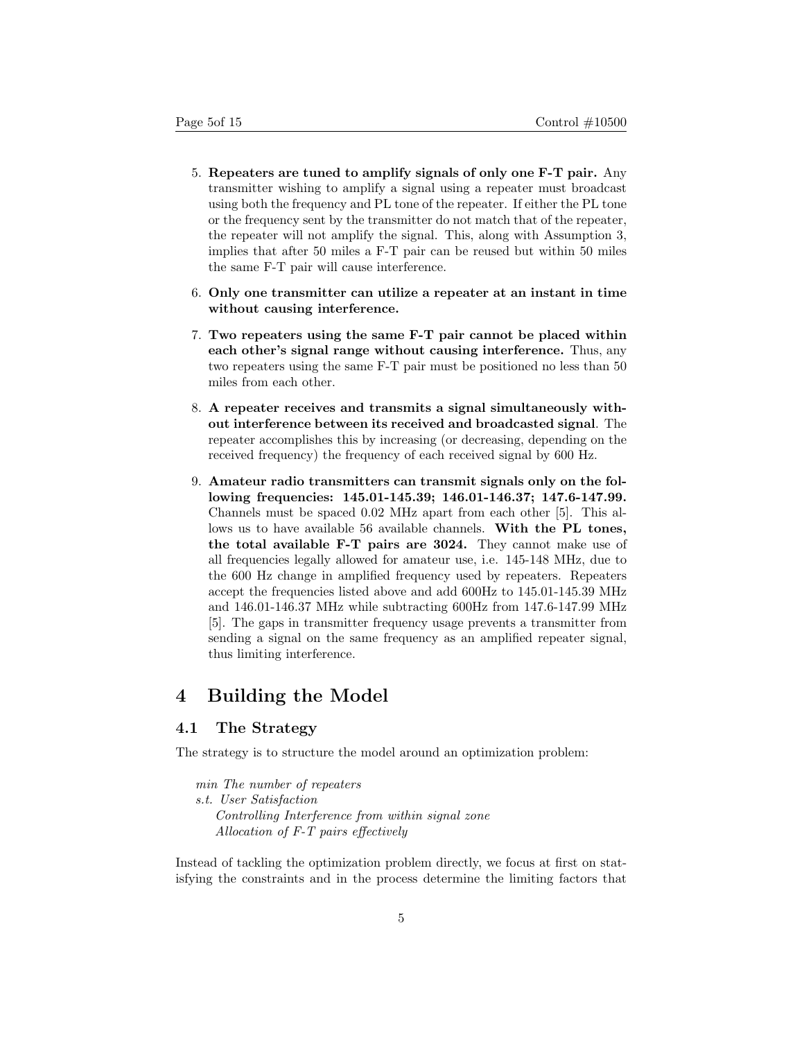5. **Repeaters are tuned to amplify signals of only one F-T pair.** Any transmitter wishing to amplify a signal using a repeater must broadcast using both the frequency and PL tone of the repeater. If either the PL tone or the frequency sent by the transmitter do not match that of the repeater, the repeater will not amplify the signal. This, along with Assumption 3, implies that after 50 miles a F-T pair can be reused but within 50 miles the same F-T pair will cause interference.

6. **Only one transmitter can utilize a repeater at an instant in time without causing interference.**

7. **Two repeaters using the same F-T pair cannot be placed within each other's signal range without causing interference.** Thus, any two repeaters using the same F-T pair must be positioned no less than 50 miles from each other.

8. **A repeater receives and transmits a signal simultaneously without interference between its received and broadcasted signal**. The repeater accomplishes this by increasing (or decreasing, depending on the received frequency) the frequency of each received signal by 600 Hz.

9. **Amateur radio transmitters can transmit signals only on the following frequencies: 145.01-145.39; 146.01-146.37; 147.6-147.99.** Channels must be spaced 0.02 MHz apart from each other [5]. This allows us to have available 56 available channels. **With the PL tones, the total available F-T pairs are 3024.** They cannot make use of all frequencies legally allowed for amateur use, i.e. 145-148 MHz, due to the 600 Hz change in amplified frequency used by repeaters. Repeaters accept the frequencies listed above and add 600Hz to 145.01-145.39 MHz and 146.01-146.37 MHz while subtracting 600Hz from 147.6-147.99 MHz [5]. The gaps in transmitter frequency usage prevents a transmitter from sending a signal on the same frequency as an amplified repeater signal, thus limiting interference.

# 4 Building the Model

## 4.1 The Strategy

The strategy is to structure the model around an optimization problem:

*min The number of repeaters*
*s.t. User Satisfaction*
*Controlling Interference from within signal zone*
*Allocation of F-T pairs effectively*

Instead of tackling the optimization problem directly, we focus at first on statisfying the constraints and in the process determine the limiting factors that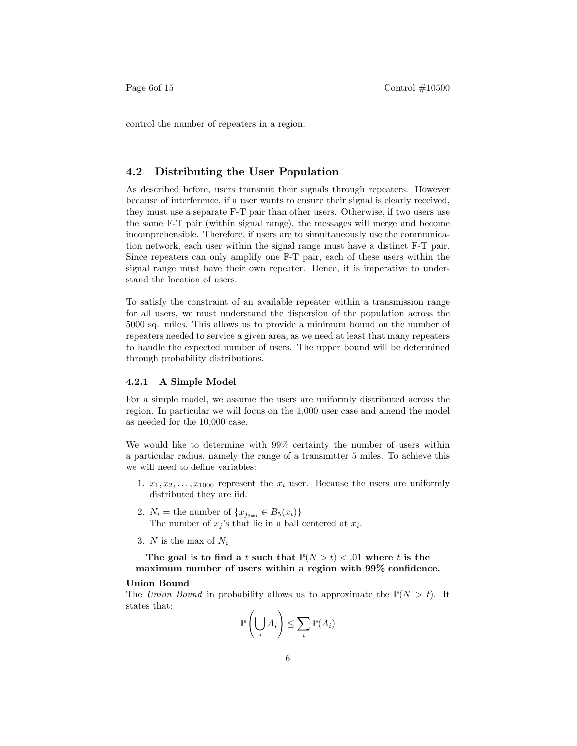control the number of repeaters in a region.

## 4.2 Distributing the User Population

As described before, users transmit their signals through repeaters. However because of interference, if a user wants to ensure their signal is clearly received, they must use a separate F-T pair than other users. Otherwise, if two users use the same F-T pair (within signal range), the messages will merge and become incomprehensible. Therefore, if users are to simultaneously use the communication network, each user within the signal range must have a distinct F-T pair. Since repeaters can only amplify one F-T pair, each of these users within the signal range must have their own repeater. Hence, it is imperative to understand the location of users.

To satisfy the constraint of an available repeater within a transmission range for all users, we must understand the dispersion of the population across the 5000 sq. miles. This allows us to provide a minimum bound on the number of repeaters needed to service a given area, as we need at least that many repeaters to handle the expected number of users. The upper bound will be determined through probability distributions.

### 4.2.1 A Simple Model

For a simple model, we assume the users are uniformly distributed across the region. In particular we will focus on the 1,000 user case and amend the model as needed for the 10,000 case.

We would like to determine with 99% certainty the number of users within a particular radius, namely the range of a transmitter 5 miles. To achieve this we will need to define variables:

1. $x_1, x_2, \ldots, x_{1000}$ represent the $x_i$ user. Because the users are uniformly distributed they are iid.
2. $N_i$ = the number of $\{x_{j_{j \neq i}} \in B_5(x_i)\}$
   The number of $x_j$'s that lie in a ball centered at $x_i$.
3. $N$ is the max of $N_i$

**The goal is to find a $t$ such that $\mathbb{P}(N > t) < .01$ where $t$ is the maximum number of users within a region with 99% confidence.**

**Union Bound**
The *Union Bound* in probability allows us to approximate the $\mathbb{P}(N > t)$. It states that:

$$\mathbb{P}\left(\bigcup_i A_i\right) \leq \sum_i \mathbb{P}(A_i)$$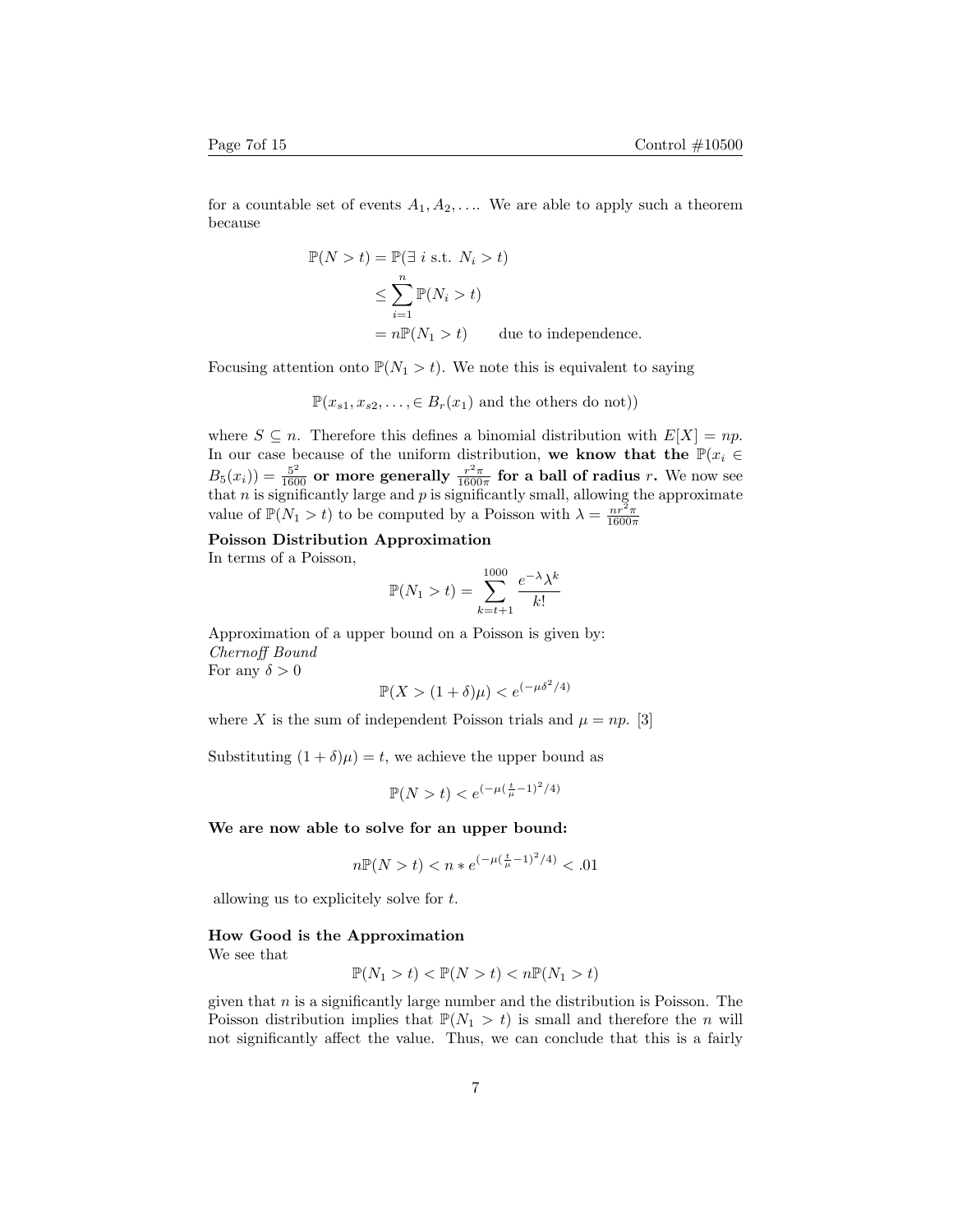for a countable set of events $A_1, A_2, \ldots$. We are able to apply such a theorem because

$$
\begin{aligned}
\mathbb{P}(N > t) &= \mathbb{P}(\exists\ i \text{ s.t. } N_i > t) \\
&\leq \sum_{i=1}^{n} \mathbb{P}(N_i > t) \\
&= n\mathbb{P}(N_1 > t) \qquad \text{due to independence.}
\end{aligned}
$$

Focusing attention onto $\mathbb{P}(N_1 > t)$. We note this is equivalent to saying

$$
\mathbb{P}(x_{s1}, x_{s2}, \ldots, \in B_r(x_1) \text{ and the others do not}))
$$

where $S \subseteq n$. Therefore this defines a binomial distribution with $E[X] = np$. In our case because of the uniform distribution, **we know that the $\mathbb{P}(x_i \in B_5(x_i)) = \frac{5^2}{1600}$ or more generally $\frac{r^2\pi}{1600\pi}$ for a ball of radius $r$.** We now see that $n$ is significantly large and $p$ is significantly small, allowing the approximate value of $\mathbb{P}(N_1 > t)$ to be computed by a Poisson with $\lambda = \frac{nr^2\pi}{1600\pi}$

**Poisson Distribution Approximation**

In terms of a Poisson,

$$
\mathbb{P}(N_1 > t) = \sum_{k=t+1}^{1000} \frac{e^{-\lambda}\lambda^k}{k!}
$$

Approximation of a upper bound on a Poisson is given by:

*Chernoff Bound*

For any $\delta > 0$

$$
\mathbb{P}(X > (1+\delta)\mu) < e^{(-\mu\delta^2/4)}
$$

where $X$ is the sum of independent Poisson trials and $\mu = np$. [3]

Substituting $(1+\delta)\mu) = t$, we achieve the upper bound as

$$
\mathbb{P}(N > t) < e^{(-\mu(\frac{t}{\mu}-1)^2/4)}
$$

**We are now able to solve for an upper bound:**

$$
n\mathbb{P}(N > t) < n * e^{(-\mu(\frac{t}{\mu}-1)^2/4)} < .01
$$

allowing us to expliciteley solve for $t$.

**How Good is the Approximation**

We see that

$$
\mathbb{P}(N_1 > t) < \mathbb{P}(N > t) < n\mathbb{P}(N_1 > t)
$$

given that $n$ is a significantly large number and the distribution is Poisson. The Poisson distribution implies that $\mathbb{P}(N_1 > t)$ is small and therefore the $n$ will not significantly affect the value. Thus, we can conclude that this is a fairly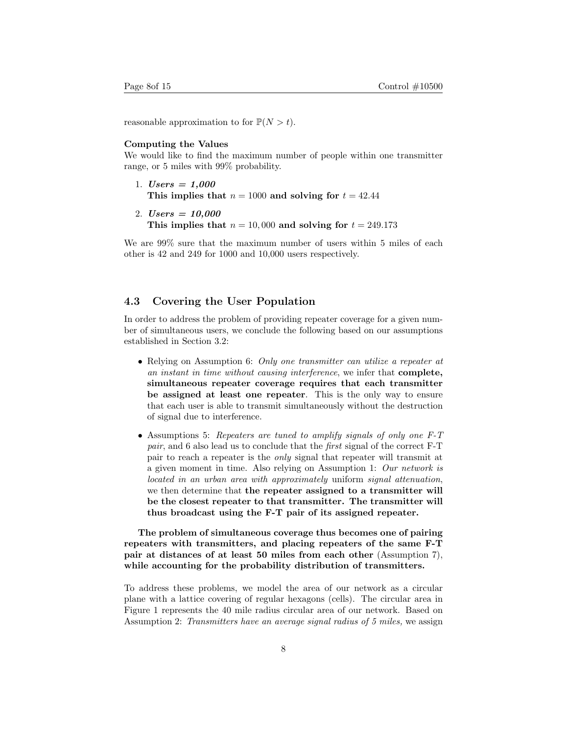reasonable approximation to for $\mathbb{P}(N > t)$.

**Computing the Values**
We would like to find the maximum number of people within one transmitter range, or 5 miles with 99% probability.

1. ***Users = 1,000***
   **This implies that $n = 1000$ and solving for $t = 42.44$**

2. ***Users = 10,000***
   **This implies that $n = 10,000$ and solving for $t = 249.173$**

We are 99% sure that the maximum number of users within 5 miles of each other is 42 and 249 for 1000 and 10,000 users respectively.

## 4.3 Covering the User Population

In order to address the problem of providing repeater coverage for a given number of simultaneous users, we conclude the following based on our assumptions established in Section 3.2:

- Relying on Assumption 6: *Only one transmitter can utilize a repeater at an instant in time without causing interference*, we infer that **complete, simultaneous repeater coverage requires that each transmitter be assigned at least one repeater**. This is the only way to ensure that each user is able to transmit simultaneously without the destruction of signal due to interference.

- Assumptions 5: *Repeaters are tuned to amplify signals of only one F-T pair*, and 6 also lead us to conclude that the *first* signal of the correct F-T pair to reach a repeater is the *only* signal that repeater will transmit at a given moment in time. Also relying on Assumption 1: *Our network is located in an urban area with approximately* uniform *signal attenuation*, we then determine that **the repeater assigned to a transmitter will be the closest repeater to that transmitter. The transmitter will thus broadcast using the F-T pair of its assigned repeater.**

**The problem of simultaneous coverage thus becomes one of pairing repeaters with transmitters, and placing repeaters of the same F-T pair at distances of at least 50 miles from each other** (Assumption 7), **while accounting for the probability distribution of transmitters.**

To address these problems, we model the area of our network as a circular plane with a lattice covering of regular hexagons (cells). The circular area in Figure 1 represents the 40 mile radius circular area of our network. Based on Assumption 2: *Transmitters have an average signal radius of 5 miles,* we assign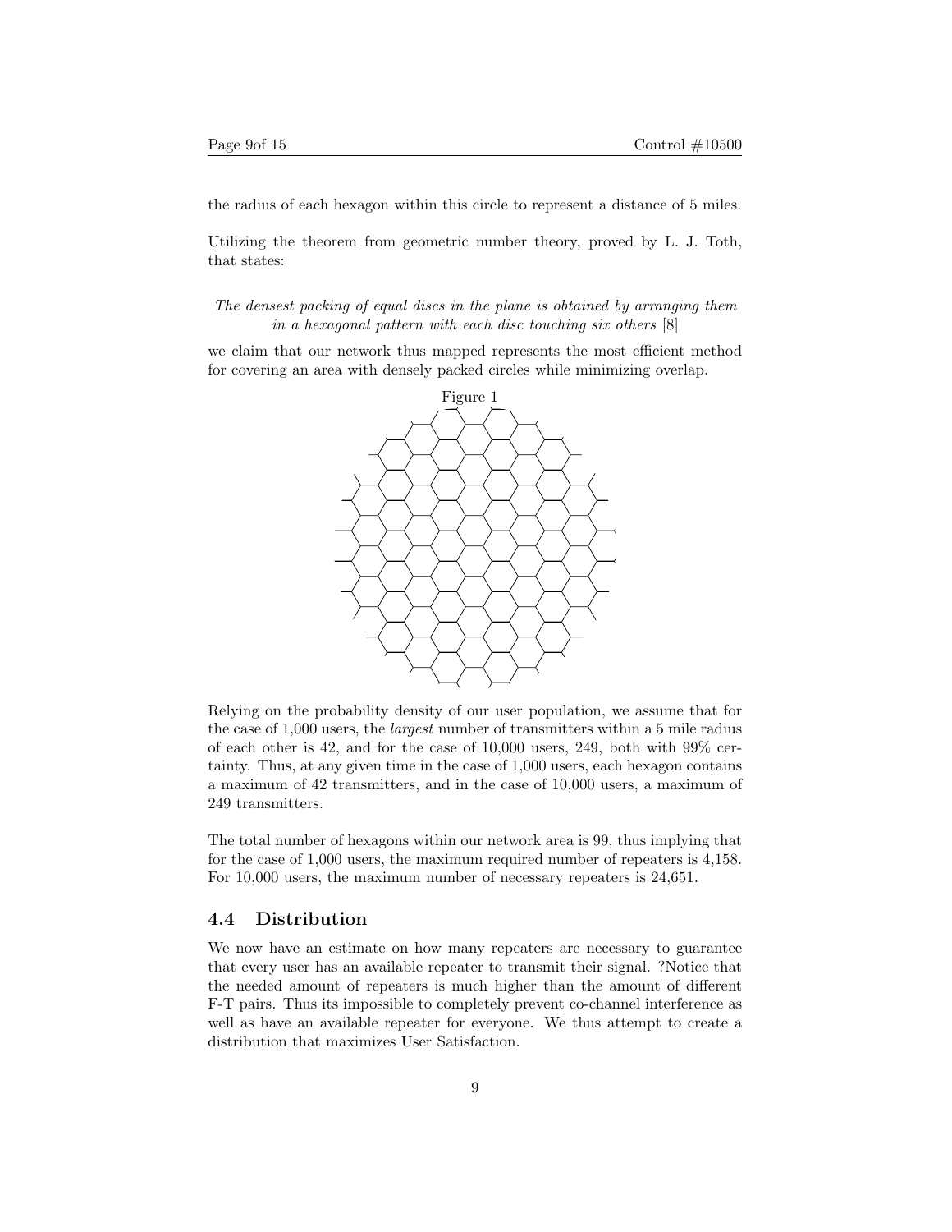the radius of each hexagon within this circle to represent a distance of 5 miles.

Utilizing the theorem from geometric number theory, proved by L. J. Toth, that states:

*The densest packing of equal discs in the plane is obtained by arranging them in a hexagonal pattern with each disc touching six others* [8]

we claim that our network thus mapped represents the most efficient method for covering an area with densely packed circles while minimizing overlap.

Figure 1

Relying on the probability density of our user population, we assume that for the case of 1,000 users, the *largest* number of transmitters within a 5 mile radius of each other is 42, and for the case of 10,000 users, 249, both with 99% certainty. Thus, at any given time in the case of 1,000 users, each hexagon contains a maximum of 42 transmitters, and in the case of 10,000 users, a maximum of 249 transmitters.

The total number of hexagons within our network area is 99, thus implying that for the case of 1,000 users, the maximum required number of repeaters is 4,158. For 10,000 users, the maximum number of necessary repeaters is 24,651.

### 4.4 Distribution

We now have an estimate on how many repeaters are necessary to guarantee that every user has an available repeater to transmit their signal. ?Notice that the needed amount of repeaters is much higher than the amount of different F-T pairs. Thus its impossible to completely prevent co-channel interference as well as have an available repeater for everyone. We thus attempt to create a distribution that maximizes User Satisfaction.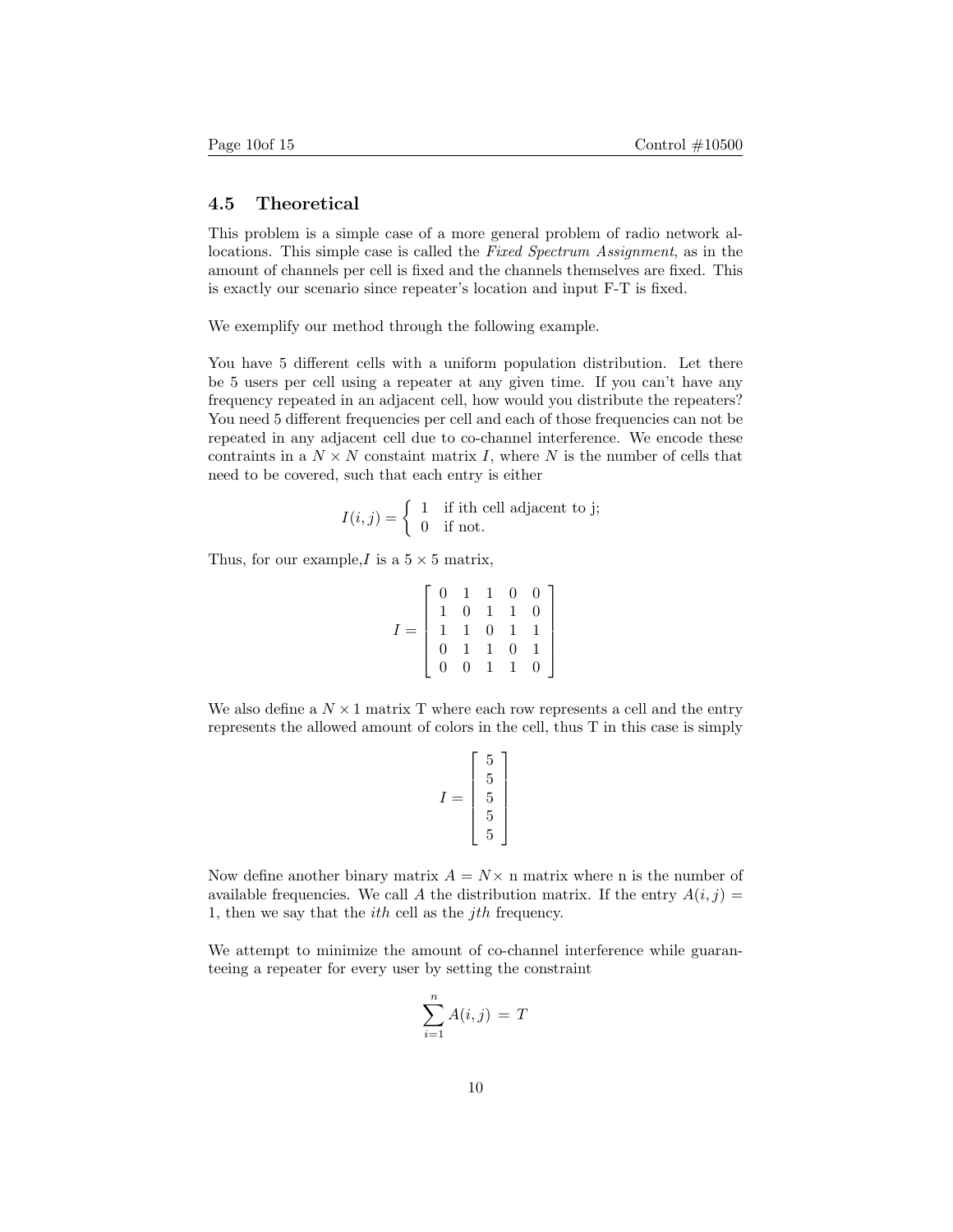### 4.5 Theoretical

This problem is a simple case of a more general problem of radio network allocations. This simple case is called the *Fixed Spectrum Assignment*, as in the amount of channels per cell is fixed and the channels themselves are fixed. This is exactly our scenario since repeater's location and input F-T is fixed.

We exemplify our method through the following example.

You have 5 different cells with a uniform population distribution. Let there be 5 users per cell using a repeater at any given time. If you can't have any frequency repeated in an adjacent cell, how would you distribute the repeaters? You need 5 different frequencies per cell and each of those frequencies can not be repeated in any adjacent cell due to co-channel interference. We encode these contraints in a $N \times N$ constaint matrix $I$, where $N$ is the number of cells that need to be covered, such that each entry is either

$$I(i,j) = \begin{cases} 1 & \text{if ith cell adjacent to j;} \\ 0 & \text{if not.} \end{cases}$$

Thus, for our example,$I$ is a $5 \times 5$ matrix,

$$I = \begin{bmatrix} 0 & 1 & 1 & 0 & 0 \\ 1 & 0 & 1 & 1 & 0 \\ 1 & 1 & 0 & 1 & 1 \\ 0 & 1 & 1 & 0 & 1 \\ 0 & 0 & 1 & 1 & 0 \end{bmatrix}$$

We also define a $N \times 1$ matrix T where each row represents a cell and the entry represents the allowed amount of colors in the cell, thus T in this case is simply

$$I = \begin{bmatrix} 5 \\ 5 \\ 5 \\ 5 \\ 5 \end{bmatrix}$$

Now define another binary matrix $A = N\times$ n matrix where n is the number of available frequencies. We call $A$ the distribution matrix. If the entry $A(i,j) = 1$, then we say that the *ith* cell as the *jth* frequency.

We attempt to minimize the amount of co-channel interference while guaranteeing a repeater for every user by setting the constraint

$$\sum_{i=1}^{n} A(i,j) \, = \, T$$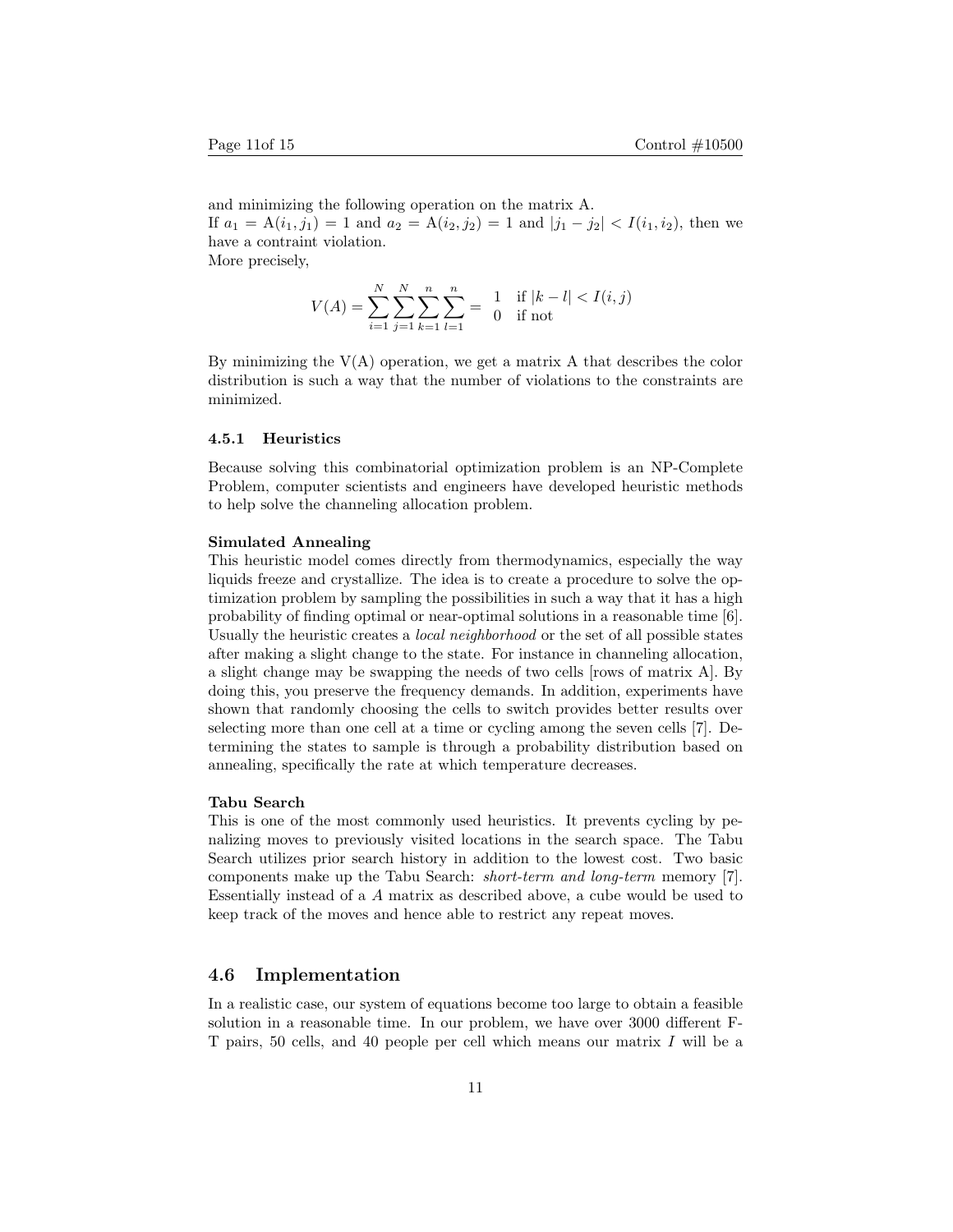and minimizing the following operation on the matrix A.
If $a_1 = \text{A}(i_1, j_1) = 1$ and $a_2 = \text{A}(i_2, j_2) = 1$ and $|j_1 - j_2| < I(i_1, i_2)$, then we have a contraint violation.
More precisely,

$$V(A) = \sum_{i=1}^{N} \sum_{j=1}^{N} \sum_{k=1}^{n} \sum_{l=1}^{n} = \begin{matrix} 1 & \text{if } |k-l| < I(i,j) \\ 0 & \text{if not} \end{matrix}$$

By minimizing the V(A) operation, we get a matrix A that describes the color distribution is such a way that the number of violations to the constraints are minimized.

#### 4.5.1 Heuristics

Because solving this combinatorial optimization problem is an NP-Complete Problem, computer scientists and engineers have developed heuristic methods to help solve the channeling allocation problem.

**Simulated Annealing**
This heuristic model comes directly from thermodynamics, especially the way liquids freeze and crystallize. The idea is to create a procedure to solve the optimization problem by sampling the possibilities in such a way that it has a high probability of finding optimal or near-optimal solutions in a reasonable time [6]. Usually the heuristic creates a *local neighborhood* or the set of all possible states after making a slight change to the state. For instance in channeling allocation, a slight change may be swapping the needs of two cells [rows of matrix A]. By doing this, you preserve the frequency demands. In addition, experiments have shown that randomly choosing the cells to switch provides better results over selecting more than one cell at a time or cycling among the seven cells [7]. Determining the states to sample is through a probability distribution based on annealing, specifically the rate at which temperature decreases.

**Tabu Search**
This is one of the most commonly used heuristics. It prevents cycling by penalizing moves to previously visited locations in the search space. The Tabu Search utilizes prior search history in addition to the lowest cost. Two basic components make up the Tabu Search: *short-term and long-term* memory [7]. Essentially instead of a $A$ matrix as described above, a cube would be used to keep track of the moves and hence able to restrict any repeat moves.

### 4.6 Implementation

In a realistic case, our system of equations become too large to obtain a feasible solution in a reasonable time. In our problem, we have over 3000 different F-T pairs, 50 cells, and 40 people per cell which means our matrix $I$ will be a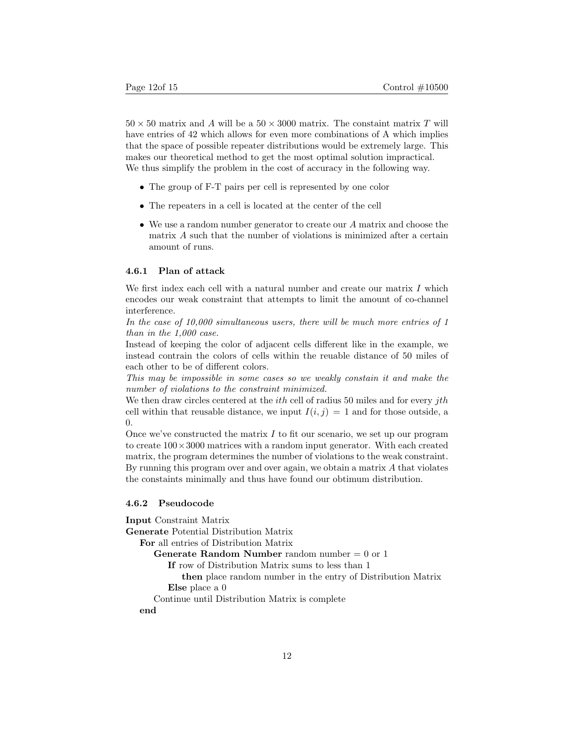$50 \times 50$ matrix and $A$ will be a $50 \times 3000$ matrix. The constaint matrix $T$ will have entries of 42 which allows for even more combinations of A which implies that the space of possible repeater distributions would be extremely large. This makes our theoretical method to get the most optimal solution impractical. We thus simplify the problem in the cost of accuracy in the following way.

- The group of F-T pairs per cell is represented by one color
- The repeaters in a cell is located at the center of the cell
- We use a random number generator to create our $A$ matrix and choose the matrix $A$ such that the number of violations is minimized after a certain amount of runs.

#### 4.6.1 Plan of attack

We first index each cell with a natural number and create our matrix $I$ which encodes our weak constraint that attempts to limit the amount of co-channel interference.

*In the case of 10,000 simultaneous users, there will be much more entries of 1 than in the 1,000 case.*

Instead of keeping the color of adjacent cells different like in the example, we instead contrain the colors of cells within the reuable distance of 50 miles of each other to be of different colors.

*This may be impossible in some cases so we weakly constain it and make the number of violations to the constraint minimized.*

We then draw circles centered at the *ith* cell of radius 50 miles and for every *jth* cell within that reusable distance, we input $I(i, j) = 1$ and for those outside, a 0.

Once we've constructed the matrix $I$ to fit our scenario, we set up our program to create $100 \times 3000$ matrices with a random input generator. With each created matrix, the program determines the number of violations to the weak constraint. By running this program over and over again, we obtain a matrix $A$ that violates the constaints minimally and thus have found our obtimum distribution.

#### 4.6.2 Pseudocode

**Input** Constraint Matrix
**Generate** Potential Distribution Matrix
&nbsp;&nbsp;&nbsp;&nbsp;**For** all entries of Distribution Matrix
&nbsp;&nbsp;&nbsp;&nbsp;&nbsp;&nbsp;&nbsp;&nbsp;**Generate Random Number** random number = 0 or 1
&nbsp;&nbsp;&nbsp;&nbsp;&nbsp;&nbsp;&nbsp;&nbsp;&nbsp;&nbsp;&nbsp;&nbsp;**If** row of Distribution Matrix sums to less than 1
&nbsp;&nbsp;&nbsp;&nbsp;&nbsp;&nbsp;&nbsp;&nbsp;&nbsp;&nbsp;&nbsp;&nbsp;&nbsp;&nbsp;&nbsp;&nbsp;**then** place random number in the entry of Distribution Matrix
&nbsp;&nbsp;&nbsp;&nbsp;&nbsp;&nbsp;&nbsp;&nbsp;&nbsp;&nbsp;&nbsp;&nbsp;**Else** place a 0
&nbsp;&nbsp;&nbsp;&nbsp;&nbsp;&nbsp;&nbsp;&nbsp;Continue until Distribution Matrix is complete
&nbsp;&nbsp;&nbsp;&nbsp;**end**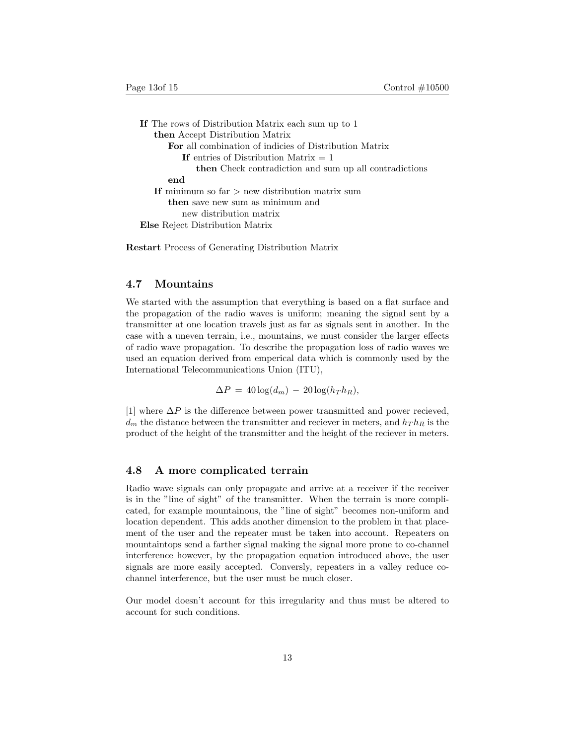```
If The rows of Distribution Matrix each sum up to 1
    then Accept Distribution Matrix
        For all combination of indicies of Distribution Matrix
            If entries of Distribution Matrix = 1
                then Check contradiction and sum up all contradictions
        end
    If minimum so far > new distribution matrix sum
        then save new sum as minimum and
            new distribution matrix
Else Reject Distribution Matrix
```

**Restart** Process of Generating Distribution Matrix

### 4.7 Mountains

We started with the assumption that everything is based on a flat surface and the propagation of the radio waves is uniform; meaning the signal sent by a transmitter at one location travels just as far as signals sent in another. In the case with a uneven terrain, i.e., mountains, we must consider the larger effects of radio wave propagation. To describe the propagation loss of radio waves we used an equation derived from emperical data which is commonly used by the International Telecommunications Union (ITU),

$$\Delta P = 40\log(d_m) - 20\log(h_T h_R),$$

[1] where $\Delta P$ is the difference between power transmitted and power recieved, $d_m$ the distance between the transmitter and reciever in meters, and $h_T h_R$ is the product of the height of the transmitter and the height of the reciever in meters.

### 4.8 A more complicated terrain

Radio wave signals can only propagate and arrive at a receiver if the receiver is in the "line of sight" of the transmitter. When the terrain is more complicated, for example mountainous, the "line of sight" becomes non-uniform and location dependent. This adds another dimension to the problem in that placement of the user and the repeater must be taken into account. Repeaters on mountaintops send a farther signal making the signal more prone to co-channel interference however, by the propagation equation introduced above, the user signals are more easily accepted. Conversly, repeaters in a valley reduce co-channel interference, but the user must be much closer.

Our model doesn't account for this irregularity and thus must be altered to account for such conditions.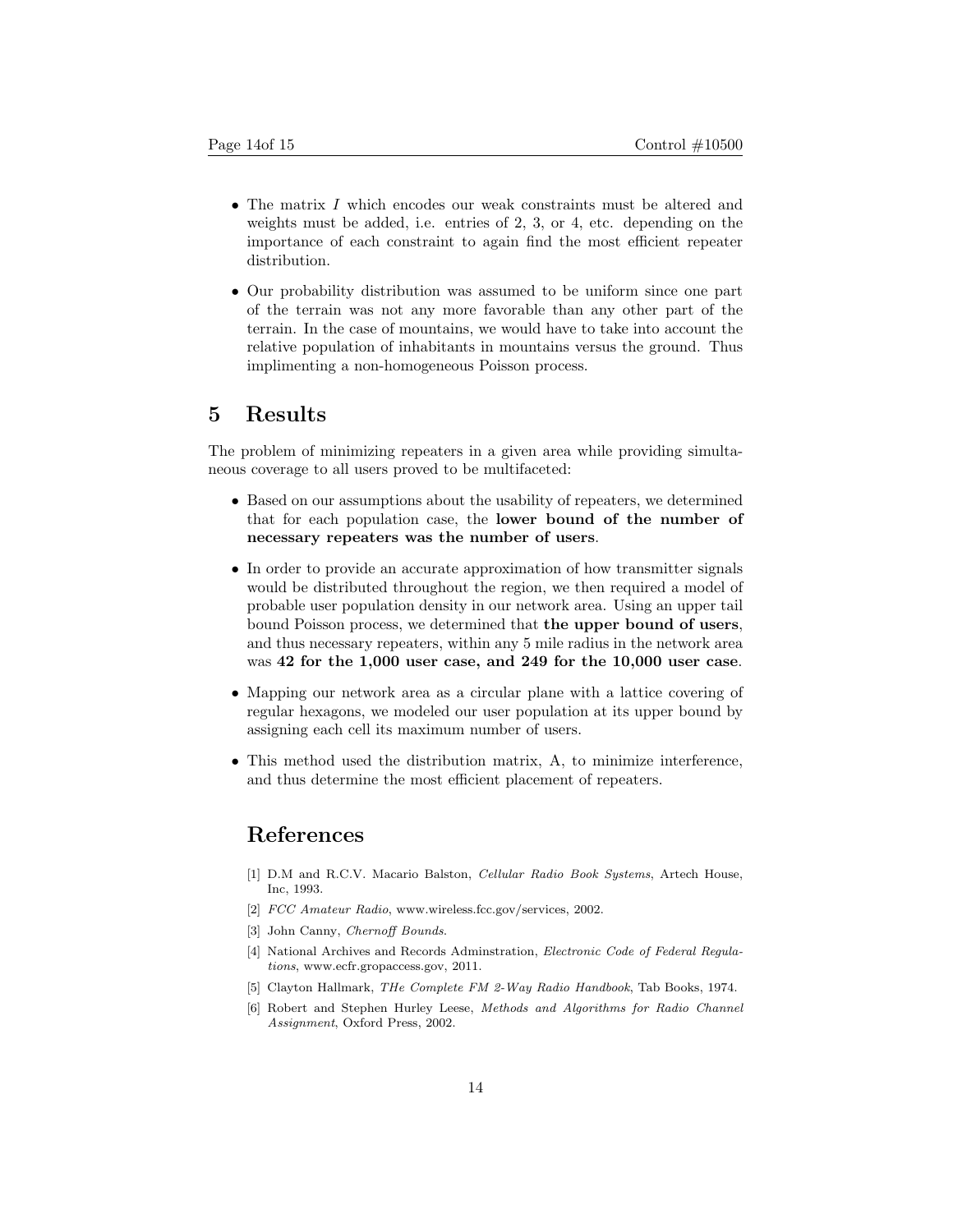- The matrix $I$ which encodes our weak constraints must be altered and weights must be added, i.e. entries of 2, 3, or 4, etc. depending on the importance of each constraint to again find the most efficient repeater distribution.
- Our probability distribution was assumed to be uniform since one part of the terrain was not any more favorable than any other part of the terrain. In the case of mountains, we would have to take into account the relative population of inhabitants in mountains versus the ground. Thus implimenting a non-homogeneous Poisson process.

## 5 Results

The problem of minimizing repeaters in a given area while providing simultaneous coverage to all users proved to be multifaceted:

- Based on our assumptions about the usability of repeaters, we determined that for each population case, the **lower bound of the number of necessary repeaters was the number of users**.
- In order to provide an accurate approximation of how transmitter signals would be distributed throughout the region, we then required a model of probable user population density in our network area. Using an upper tail bound Poisson process, we determined that **the upper bound of users**, and thus necessary repeaters, within any 5 mile radius in the network area was **42 for the 1,000 user case, and 249 for the 10,000 user case**.
- Mapping our network area as a circular plane with a lattice covering of regular hexagons, we modeled our user population at its upper bound by assigning each cell its maximum number of users.
- This method used the distribution matrix, A, to minimize interference, and thus determine the most efficient placement of repeaters.

## References

[1] D.M and R.C.V. Macario Balston, *Cellular Radio Book Systems*, Artech House, Inc, 1993.

[2] *FCC Amateur Radio*, www.wireless.fcc.gov/services, 2002.

[3] John Canny, *Chernoff Bounds*.

[4] National Archives and Records Adminstration, *Electronic Code of Federal Regulations*, www.ecfr.gropaccess.gov, 2011.

[5] Clayton Hallmark, *THe Complete FM 2-Way Radio Handbook*, Tab Books, 1974.

[6] Robert and Stephen Hurley Leese, *Methods and Algorithms for Radio Channel Assignment*, Oxford Press, 2002.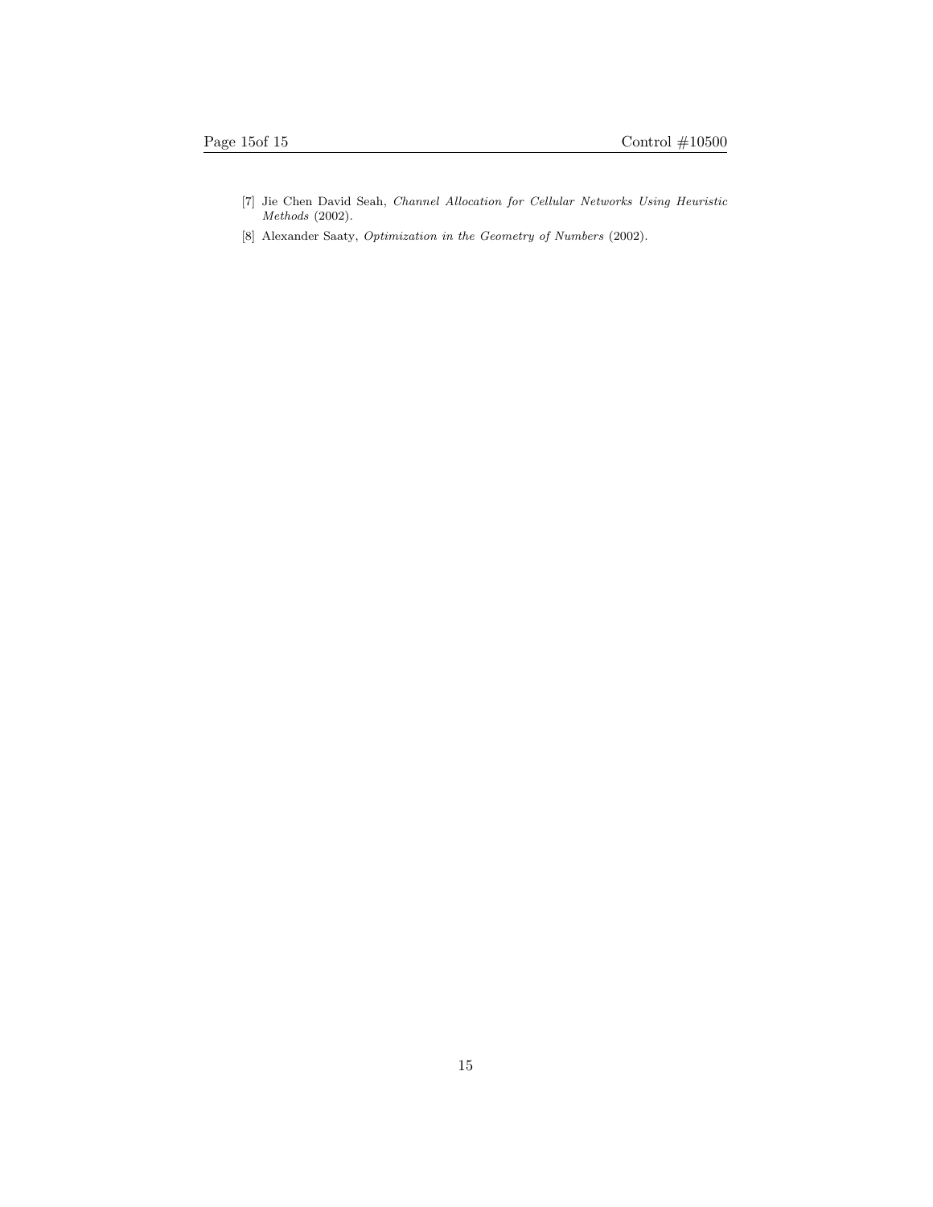[7] Jie Chen David Seah, *Channel Allocation for Cellular Networks Using Heuristic Methods* (2002).

[8] Alexander Saaty, *Optimization in the Geometry of Numbers* (2002).